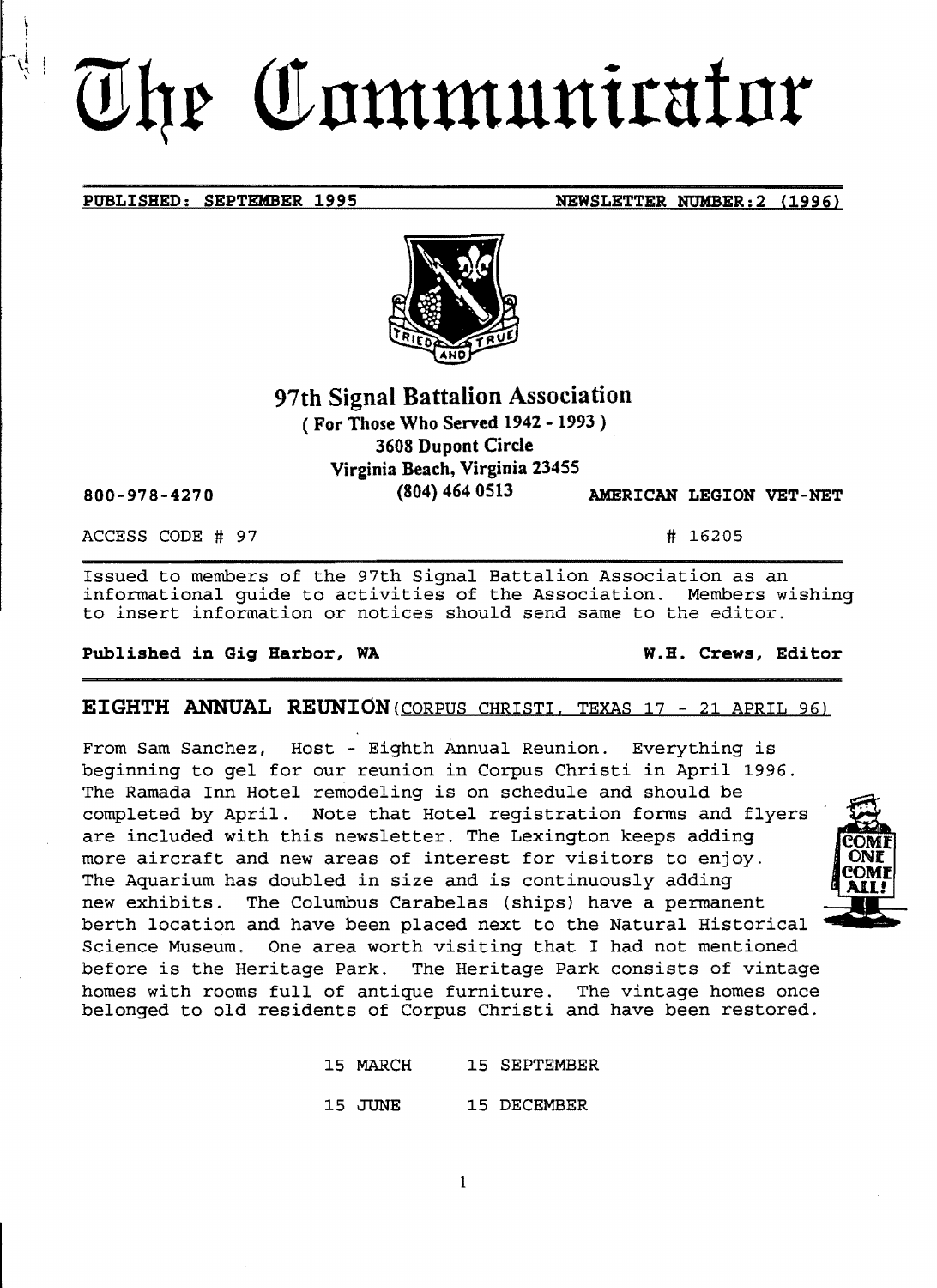# The Communicator

**PUBLISHED: SEPTEMBER 1995** **NEWSLETTER NUMBER: 2 (1996)**

## 97th Signal Battalion Association

**( For Those Who Served 1942 - 1993 )**
**3608 Dupont Circle**
**Virginia Beach, Virginia 23455**
**(804) 464 0513**

**800-978-4270** **AMERICAN LEGION VET-NET**

ACCESS CODE # 97 # 16205

Issued to members of the 97th Signal Battalion Association as an informational guide to activities of the Association. Members wishing to insert information or notices should send same to the editor.

**Published in Gig Harbor, WA** **W.H. Crews, Editor**

## EIGHTH ANNUAL REUNION (CORPUS CHRISTI, TEXAS 17 - 21 APRIL 96)

From Sam Sanchez, Host - Eighth Annual Reunion. Everything is beginning to gel for our reunion in Corpus Christi in April 1996. The Ramada Inn Hotel remodeling is on schedule and should be completed by April. Note that Hotel registration forms and flyers are included with this newsletter. The Lexington keeps adding more aircraft and new areas of interest for visitors to enjoy. The Aquarium has doubled in size and is continuously adding new exhibits. The Columbus Carabelas (ships) have a permanent berth location and have been placed next to the Natural Historical Science Museum. One area worth visiting that I had not mentioned before is the Heritage Park. The Heritage Park consists of vintage homes with rooms full of antique furniture. The vintage homes once belonged to old residents of Corpus Christi and have been restored.

15 MARCH 15 SEPTEMBER

15 JUNE 15 DECEMBER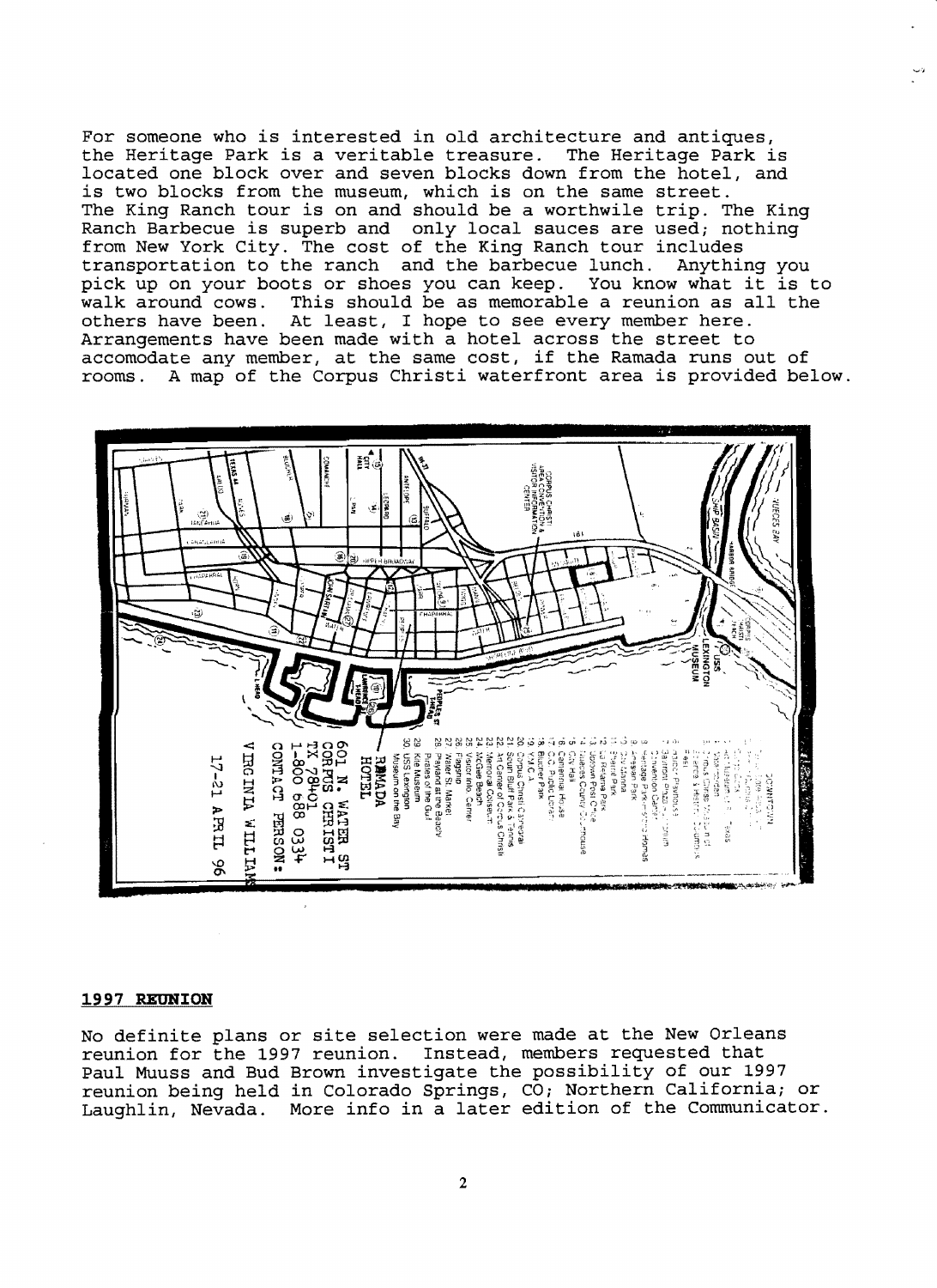For someone who is interested in old architecture and antiques, the Heritage Park is a veritable treasure. The Heritage Park is located one block over and seven blocks down from the hotel, and is two blocks from the museum, which is on the same street. The King Ranch tour is on and should be a worthwile trip. The King Ranch Barbecue is superb and only local sauces are used; nothing from New York City. The cost of the King Ranch tour includes transportation to the ranch and the barbecue lunch. Anything you pick up on your boots or shoes you can keep. You know what it is to walk around cows. This should be as memorable a reunion as all the others have been. At least, I hope to see every member here. Arrangements have been made with a hotel across the street to accomodate any member, at the same cost, if the Ramada runs out of rooms. A map of the Corpus Christi waterfront area is provided below.

RAMADA HOTEL
601 N. WATER ST
CORPUS CHRISTI
TX 78401
1-800 688 0334
CONTACT PERSON:
VIRGINIA WILLIAMS
17-21 APRIL 96

## 1997 REUNION

No definite plans or site selection were made at the New Orleans reunion for the 1997 reunion. Instead, members requested that Paul Muuss and Bud Brown investigate the possibility of our 1997 reunion being held in Colorado Springs, CO; Northern California; or Laughlin, Nevada. More info in a later edition of the Communicator.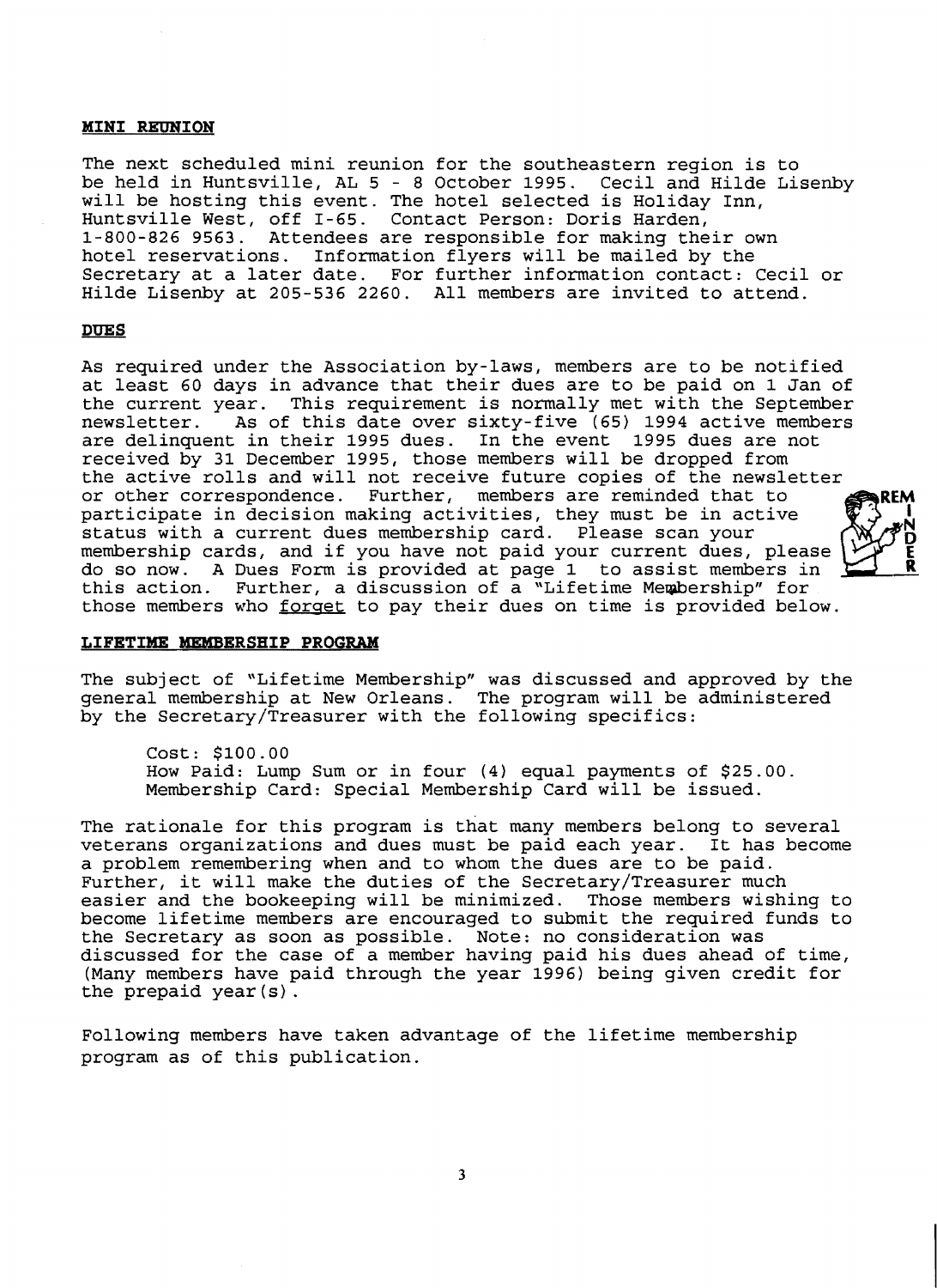## MINI REUNION

The next scheduled mini reunion for the southeastern region is to be held in Huntsville, AL 5 - 8 October 1995. Cecil and Hilde Lisenby will be hosting this event. The hotel selected is Holiday Inn, Huntsville West, off I-65. Contact Person: Doris Harden, 1-800-826 9563. Attendees are responsible for making their own hotel reservations. Information flyers will be mailed by the Secretary at a later date. For further information contact: Cecil or Hilde Lisenby at 205-536 2260. All members are invited to attend.

## DUES

As required under the Association by-laws, members are to be notified at least 60 days in advance that their dues are to be paid on 1 Jan of the current year. This requirement is normally met with the September newsletter. As of this date over sixty-five (65) 1994 active members are delinquent in their 1995 dues. In the event 1995 dues are not received by 31 December 1995, those members will be dropped from the active rolls and will not receive future copies of the newsletter or other correspondence. Further, members are reminded that to participate in decision making activities, they must be in active status with a current dues membership card. Please scan your membership cards, and if you have not paid your current dues, please do so now. A Dues Form is provided at page 1 to assist members in this action. Further, a discussion of a "Lifetime Membership" for those members who forget to pay their dues on time is provided below.

REMINDER

## LIFETIME MEMBERSHIP PROGRAM

The subject of "Lifetime Membership" was discussed and approved by the general membership at New Orleans. The program will be administered by the Secretary/Treasurer with the following specifics:

Cost: $100.00
How Paid: Lump Sum or in four (4) equal payments of $25.00.
Membership Card: Special Membership Card will be issued.

The rationale for this program is that many members belong to several veterans organizations and dues must be paid each year. It has become a problem remembering when and to whom the dues are to be paid. Further, it will make the duties of the Secretary/Treasurer much easier and the bookeeping will be minimized. Those members wishing to become lifetime members are encouraged to submit the required funds to the Secretary as soon as possible. Note: no consideration was discussed for the case of a member having paid his dues ahead of time, (Many members have paid through the year 1996) being given credit for the prepaid year(s).

Following members have taken advantage of the lifetime membership program as of this publication.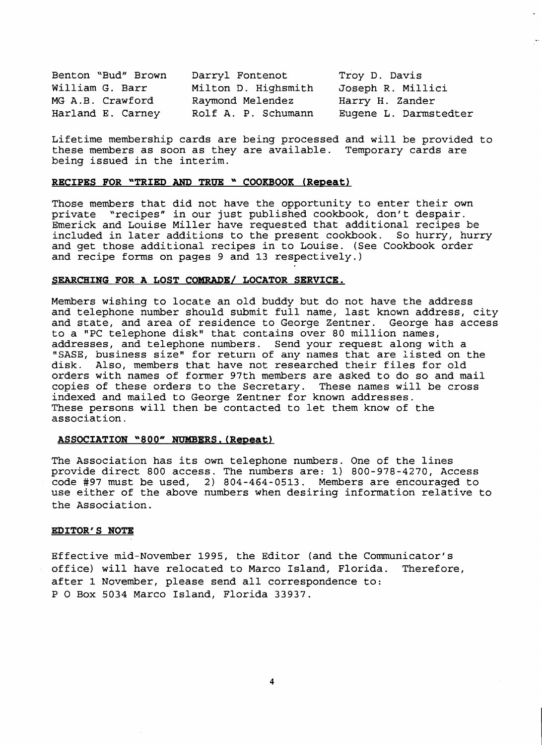| | | |
|---|---|---|
| Benton "Bud" Brown | Darryl Fontenot | Troy D. Davis |
| William G. Barr | Milton D. Highsmith | Joseph R. Millici |
| MG A.B. Crawford | Raymond Melendez | Harry H. Zander |
| Harland E. Carney | Rolf A. P. Schumann | Eugene L. Darmstedter |

Lifetime membership cards are being processed and will be provided to these members as soon as they are available. Temporary cards are being issued in the interim.

**RECIPES FOR "TRIED AND TRUE " COOKBOOK (Repeat)**

Those members that did not have the opportunity to enter their own private "recipes" in our just published cookbook, don't despair. Emerick and Louise Miller have requested that additional recipes be included in later additions to the present cookbook. So hurry, hurry and get those additional recipes in to Louise. (See Cookbook order and recipe forms on pages 9 and 13 respectively.)

**SEARCHING FOR A LOST COMRADE/ LOCATOR SERVICE.**

Members wishing to locate an old buddy but do not have the address and telephone number should submit full name, last known address, city and state, and area of residence to George Zentner. George has access to a "PC telephone disk" that contains over 80 million names, addresses, and telephone numbers. Send your request along with a "SASE, business size" for return of any names that are listed on the disk. Also, members that have not researched their files for old orders with names of former 97th members are asked to do so and mail copies of these orders to the Secretary. These names will be cross indexed and mailed to George Zentner for known addresses. These persons will then be contacted to let them know of the association.

**ASSOCIATION "800" NUMBERS.(Repeat)**

The Association has its own telephone numbers. One of the lines provide direct 800 access. The numbers are: 1) 800-978-4270, Access code #97 must be used, 2) 804-464-0513. Members are encouraged to use either of the above numbers when desiring information relative to the Association.

**EDITOR'S NOTE**

Effective mid-November 1995, the Editor (and the Communicator's office) will have relocated to Marco Island, Florida. Therefore, after 1 November, please send all correspondence to:
P O Box 5034 Marco Island, Florida 33937.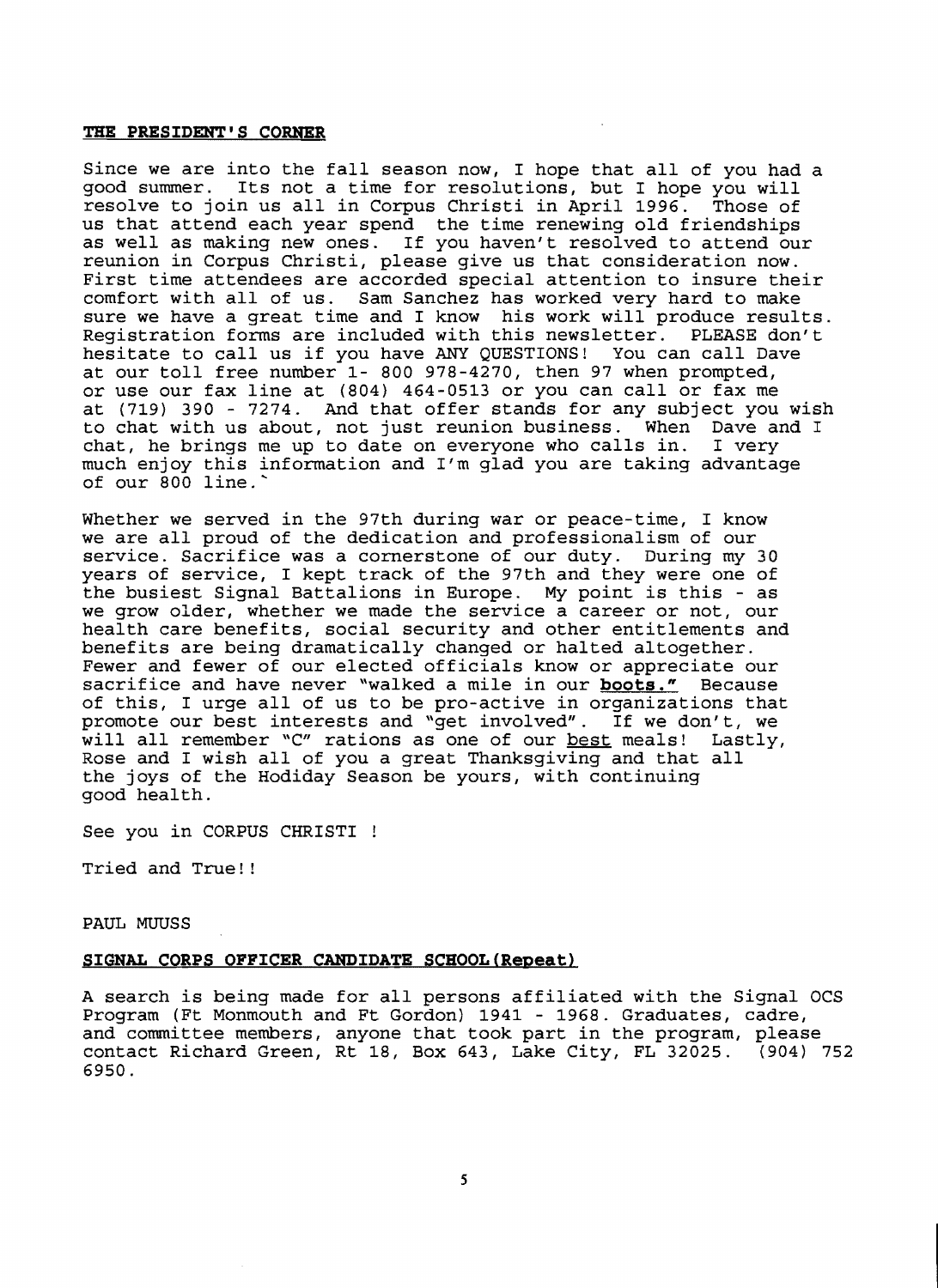## **THE PRESIDENT'S CORNER**

Since we are into the fall season now, I hope that all of you had a good summer. Its not a time for resolutions, but I hope you will resolve to join us all in Corpus Christi in April 1996. Those of us that attend each year spend the time renewing old friendships as well as making new ones. If you haven't resolved to attend our reunion in Corpus Christi, please give us that consideration now. First time attendees are accorded special attention to insure their comfort with all of us. Sam Sanchez has worked very hard to make sure we have a great time and I know his work will produce results. Registration forms are included with this newsletter. PLEASE don't hesitate to call us if you have ANY QUESTIONS! You can call Dave at our toll free number 1- 800 978-4270, then 97 when prompted, or use our fax line at (804) 464-0513 or you can call or fax me at (719) 390 - 7274. And that offer stands for any subject you wish to chat with us about, not just reunion business. When Dave and I chat, he brings me up to date on everyone who calls in. I very much enjoy this information and I'm glad you are taking advantage of our 800 line.

Whether we served in the 97th during war or peace-time, I know we are all proud of the dedication and professionalism of our service. Sacrifice was a cornerstone of our duty. During my 30 years of service, I kept track of the 97th and they were one of the busiest Signal Battalions in Europe. My point is this - as we grow older, whether we made the service a career or not, our health care benefits, social security and other entitlements and benefits are being dramatically changed or halted altogether. Fewer and fewer of our elected officials know or appreciate our sacrifice and have never "walked a mile in our **boots."** Because of this, I urge all of us to be pro-active in organizations that promote our best interests and "get involved". If we don't, we will all remember "C" rations as one of our best meals! Lastly, Rose and I wish all of you a great Thanksgiving and that all the joys of the Hodiday Season be yours, with continuing good health.

See you in CORPUS CHRISTI !

Tried and True!!

PAUL MUUSS

## **SIGNAL CORPS OFFICER CANDIDATE SCHOOL(Repeat)**

A search is being made for all persons affiliated with the Signal OCS Program (Ft Monmouth and Ft Gordon) 1941 - 1968. Graduates, cadre, and committee members, anyone that took part in the program, please contact Richard Green, Rt 18, Box 643, Lake City, FL 32025. (904) 752 6950.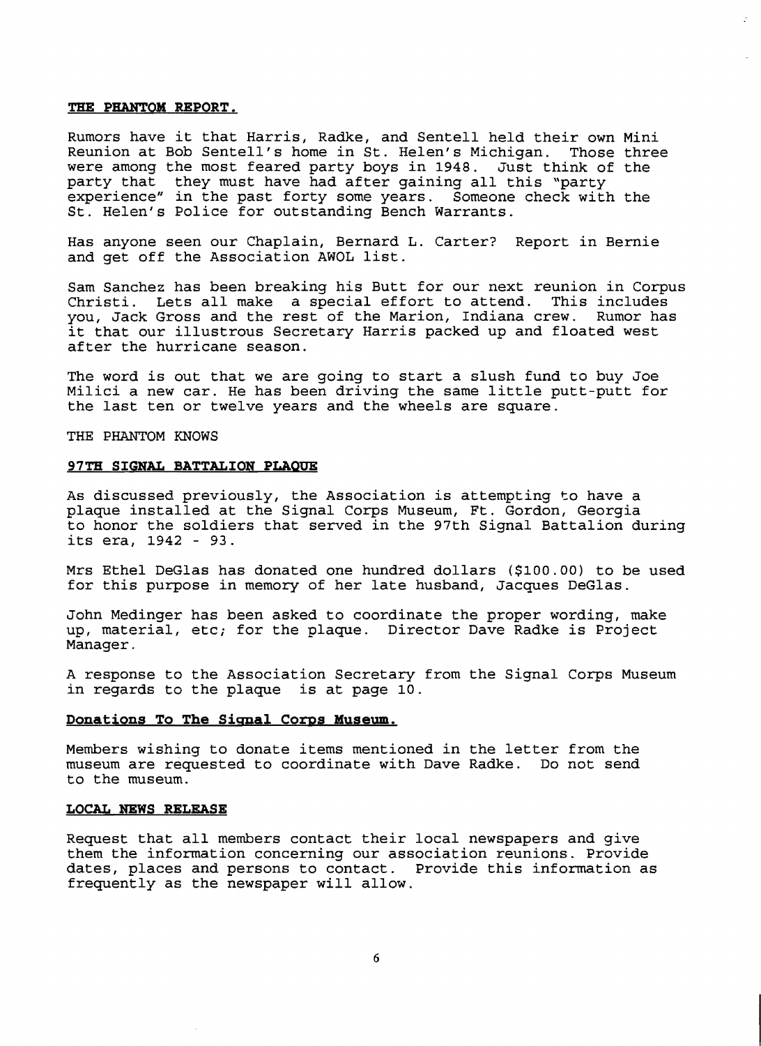## THE PHANTOM REPORT.

Rumors have it that Harris, Radke, and Sentell held their own Mini Reunion at Bob Sentell's home in St. Helen's Michigan. Those three were among the most feared party boys in 1948. Just think of the party that they must have had after gaining all this "party experience" in the past forty some years. Someone check with the St. Helen's Police for outstanding Bench Warrants.

Has anyone seen our Chaplain, Bernard L. Carter? Report in Bernie and get off the Association AWOL list.

Sam Sanchez has been breaking his Butt for our next reunion in Corpus Christi. Lets all make a special effort to attend. This includes you, Jack Gross and the rest of the Marion, Indiana crew. Rumor has it that our illustrous Secretary Harris packed up and floated west after the hurricane season.

The word is out that we are going to start a slush fund to buy Joe Milici a new car. He has been driving the same little putt-putt for the last ten or twelve years and the wheels are square.

THE PHANTOM KNOWS

## 97TH SIGNAL BATTALION PLAQUE

As discussed previously, the Association is attempting to have a plaque installed at the Signal Corps Museum, Ft. Gordon, Georgia to honor the soldiers that served in the 97th Signal Battalion during its era, 1942 - 93.

Mrs Ethel DeGlas has donated one hundred dollars ($100.00) to be used for this purpose in memory of her late husband, Jacques DeGlas.

John Medinger has been asked to coordinate the proper wording, make up, material, etc; for the plaque. Director Dave Radke is Project Manager.

A response to the Association Secretary from the Signal Corps Museum in regards to the plaque is at page 10.

## Donations To The Signal Corps Museum.

Members wishing to donate items mentioned in the letter from the museum are requested to coordinate with Dave Radke. Do not send to the museum.

## LOCAL NEWS RELEASE

Request that all members contact their local newspapers and give them the information concerning our association reunions. Provide dates, places and persons to contact. Provide this information as frequently as the newspaper will allow.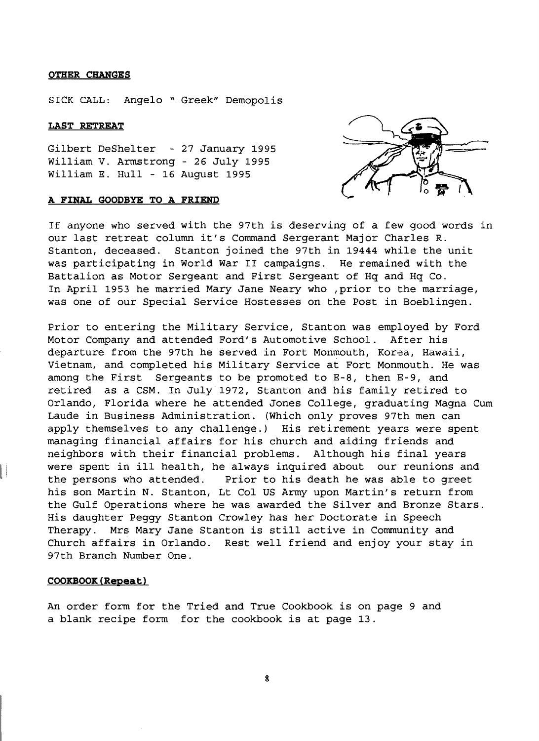**OTHER CHANGES**

SICK CALL: Angelo " Greek" Demopolis

**LAST RETREAT**

Gilbert DeShelter - 27 January 1995
William V. Armstrong - 26 July 1995
William E. Hull - 16 August 1995

**A FINAL GOODBYE TO A FRIEND**

If anyone who served with the 97th is deserving of a few good words in our last retreat column it's Command Sergerant Major Charles R. Stanton, deceased. Stanton joined the 97th in 19444 while the unit was participating in World War II campaigns. He remained with the Battalion as Motor Sergeant and First Sergeant of Hq and Hq Co. In April 1953 he married Mary Jane Neary who ,prior to the marriage, was one of our Special Service Hostesses on the Post in Boeblingen.

Prior to entering the Military Service, Stanton was employed by Ford Motor Company and attended Ford's Automotive School. After his departure from the 97th he served in Fort Monmouth, Korea, Hawaii, Vietnam, and completed his Military Service at Fort Monmouth. He was among the First Sergeants to be promoted to E-8, then E-9, and retired as a CSM. In July 1972, Stanton and his family retired to Orlando, Florida where he attended Jones College, graduating Magna Cum Laude in Business Administration. (Which only proves 97th men can apply themselves to any challenge.) His retirement years were spent managing financial affairs for his church and aiding friends and neighbors with their financial problems. Although his final years were spent in ill health, he always inquired about our reunions and the persons who attended. Prior to his death he was able to greet his son Martin N. Stanton, Lt Col US Army upon Martin's return from the Gulf Operations where he was awarded the Silver and Bronze Stars. His daughter Peggy Stanton Crowley has her Doctorate in Speech Therapy. Mrs Mary Jane Stanton is still active in Community and Church affairs in Orlando. Rest well friend and enjoy your stay in 97th Branch Number One.

**COOKBOOK(Repeat)**

An order form for the Tried and True Cookbook is on page 9 and a blank recipe form for the cookbook is at page 13.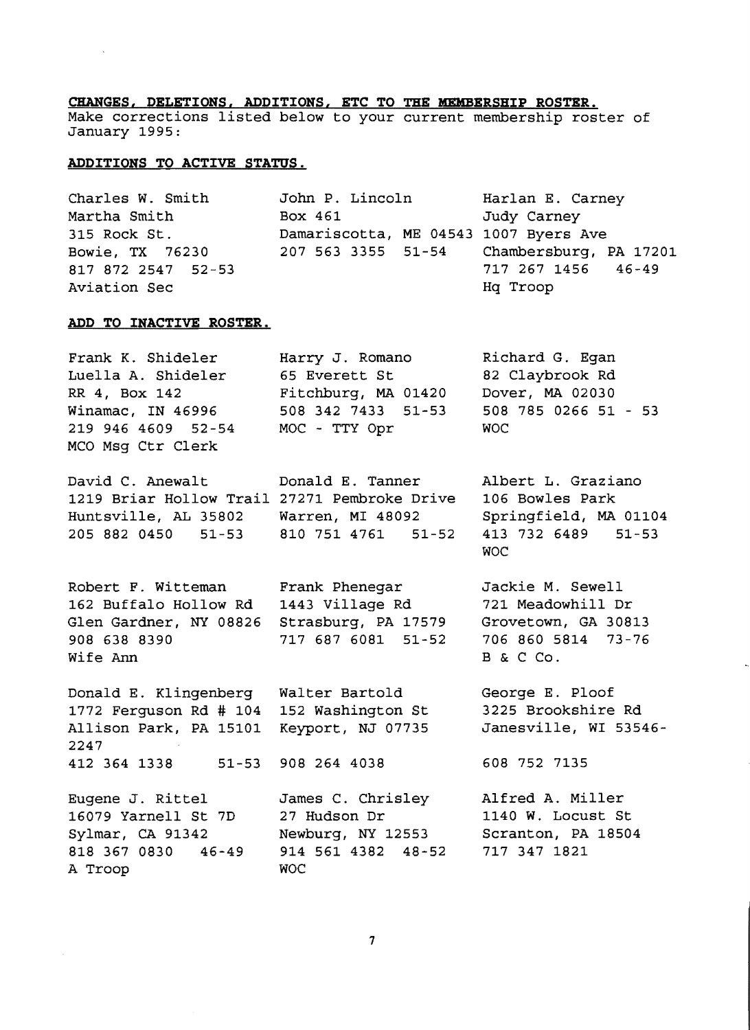**CHANGES, DELETIONS, ADDITIONS, ETC TO THE MEMBERSHIP ROSTER.**
Make corrections listed below to your current membership roster of January 1995:

**ADDITIONS TO ACTIVE STATUS.**

Charles W. Smith
Martha Smith
315 Rock St.
Bowie, TX 76230
817 872 2547 52-53
Aviation Sec

John P. Lincoln
Box 461
Damariscotta, ME 04543
207 563 3355 51-54

Harlan E. Carney
Judy Carney
1007 Byers Ave
Chambersburg, PA 17201
717 267 1456 46-49
Hq Troop

**ADD TO INACTIVE ROSTER.**

Frank K. Shideler
Luella A. Shideler
RR 4, Box 142
Winamac, IN 46996
219 946 4609 52-54
MCO Msg Ctr Clerk

Harry J. Romano
65 Everett St
Fitchburg, MA 01420
508 342 7433 51-53
MOC - TTY Opr

Richard G. Egan
82 Claybrook Rd
Dover, MA 02030
508 785 0266 51 - 53
WOC

David C. Anewalt
1219 Briar Hollow Trail
Huntsville, AL 35802
205 882 0450 51-53

Donald E. Tanner
27271 Pembroke Drive
Warren, MI 48092
810 751 4761 51-52

Albert L. Graziano
106 Bowles Park
Springfield, MA 01104
413 732 6489 51-53
WOC

Robert F. Witteman
162 Buffalo Hollow Rd
Glen Gardner, NY 08826
908 638 8390
Wife Ann

Frank Phenegar
1443 Village Rd
Strasburg, PA 17579
717 687 6081 51-52

Jackie M. Sewell
721 Meadowhill Dr
Grovetown, GA 30813
706 860 5814 73-76
B & C Co.

Donald E. Klingenberg
1772 Ferguson Rd # 104
Allison Park, PA 15101 2247
412 364 1338 51-53

Walter Bartold
152 Washington St
Keyport, NJ 07735
908 264 4038

George E. Ploof
3225 Brookshire Rd
Janesville, WI 53546-
608 752 7135

Eugene J. Rittel
16079 Yarnell St 7D
Sylmar, CA 91342
818 367 0830 46-49
A Troop

James C. Chrisley
27 Hudson Dr
Newburg, NY 12553
914 561 4382 48-52
WOC

Alfred A. Miller
1140 W. Locust St
Scranton, PA 18504
717 347 1821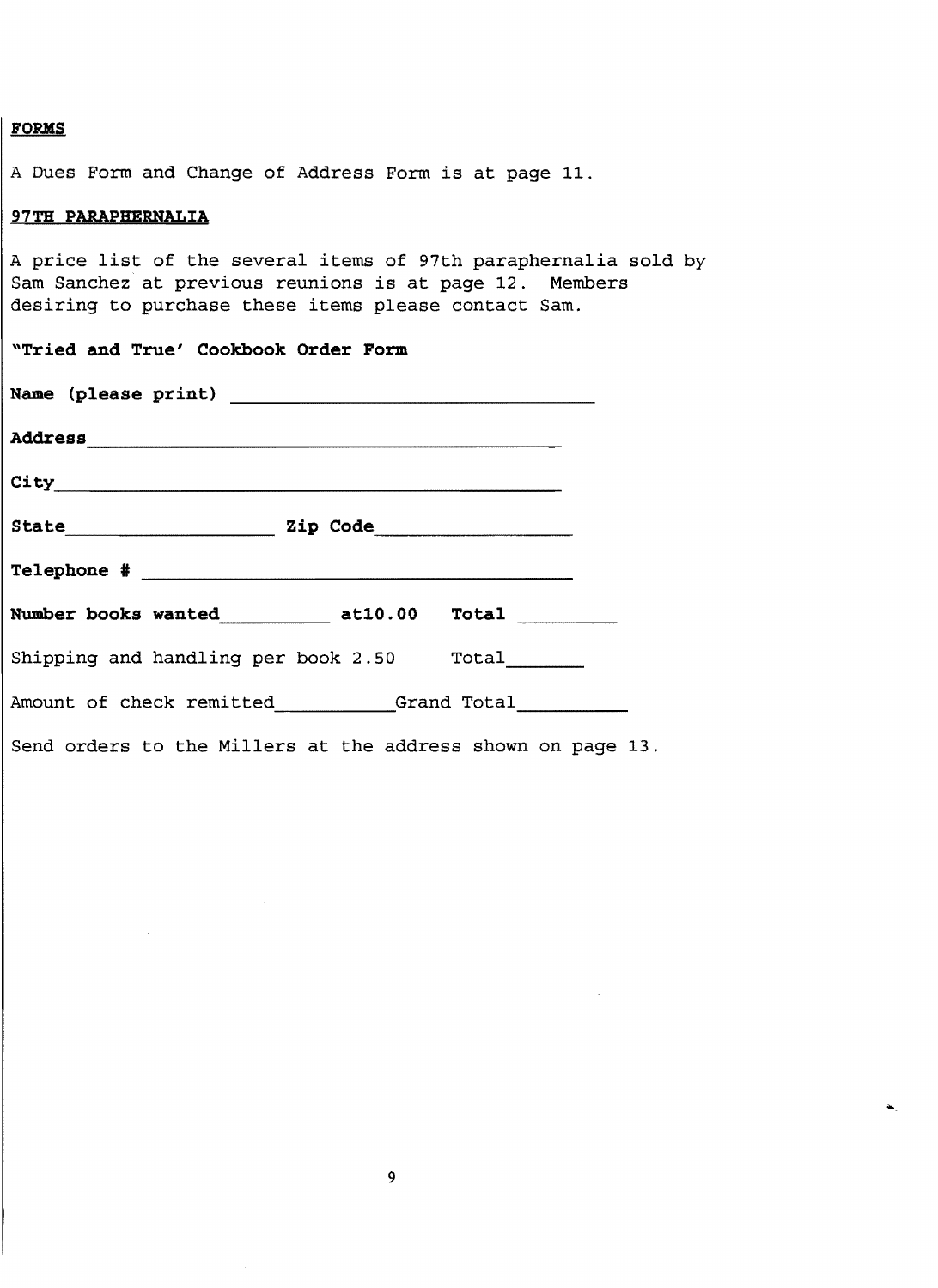**FORMS**

A Dues Form and Change of Address Form is at page 11.

**97TH PARAPHERNALIA**

A price list of the several items of 97th paraphernalia sold by Sam Sanchez at previous reunions is at page 12. Members desiring to purchase these items please contact Sam.

**"Tried and True' Cookbook Order Form**

**Name (please print)** ______________________________

**Address** ______________________________

**City** ______________________________

**State** ________________ **Zip Code** ________________

**Telephone #** ______________________________

**Number books wanted** __________ **at10.00 Total** _________

Shipping and handling per book 2.50 Total_______

Amount of check remitted__________Grand Total__________

Send orders to the Millers at the address shown on page 13.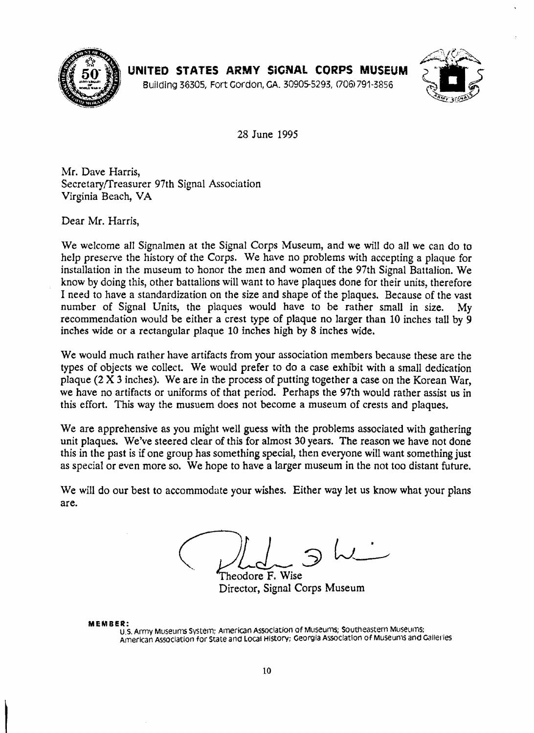# UNITED STATES ARMY SIGNAL CORPS MUSEUM

Building 36305, Fort Gordon, GA. 30905-5293, (706)791-3856

28 June 1995

Mr. Dave Harris,
Secretary/Treasurer 97th Signal Association
Virginia Beach, VA

Dear Mr. Harris,

We welcome all Signalmen at the Signal Corps Museum, and we will do all we can do to help preserve the history of the Corps. We have no problems with accepting a plaque for installation in the museum to honor the men and women of the 97th Signal Battalion. We know by doing this, other battalions will want to have plaques done for their units, therefore I need to have a standardization on the size and shape of the plaques. Because of the vast number of Signal Units, the plaques would have to be rather small in size. My recommendation would be either a crest type of plaque no larger than 10 inches tall by 9 inches wide or a rectangular plaque 10 inches high by 8 inches wide.

We would much rather have artifacts from your association members because these are the types of objects we collect. We would prefer to do a case exhibit with a small dedication plaque (2 X 3 inches). We are in the process of putting together a case on the Korean War, we have no artifacts or uniforms of that period. Perhaps the 97th would rather assist us in this effort. This way the musuem does not become a museum of crests and plaques.

We are apprehensive as you might well guess with the problems associated with gathering unit plaques. We've steered clear of this for almost 30 years. The reason we have not done this in the past is if one group has something special, then everyone will want something just as special or even more so. We hope to have a larger museum in the not too distant future.

We will do our best to accommodate your wishes. Either way let us know what your plans are.

Theodore F. Wise
Director, Signal Corps Museum

**MEMBER:**
U.S. Army Museums System; American Association of Museums; Southeastern Museums; American Association for State and Local History; Georgia Association of Museums and Galleries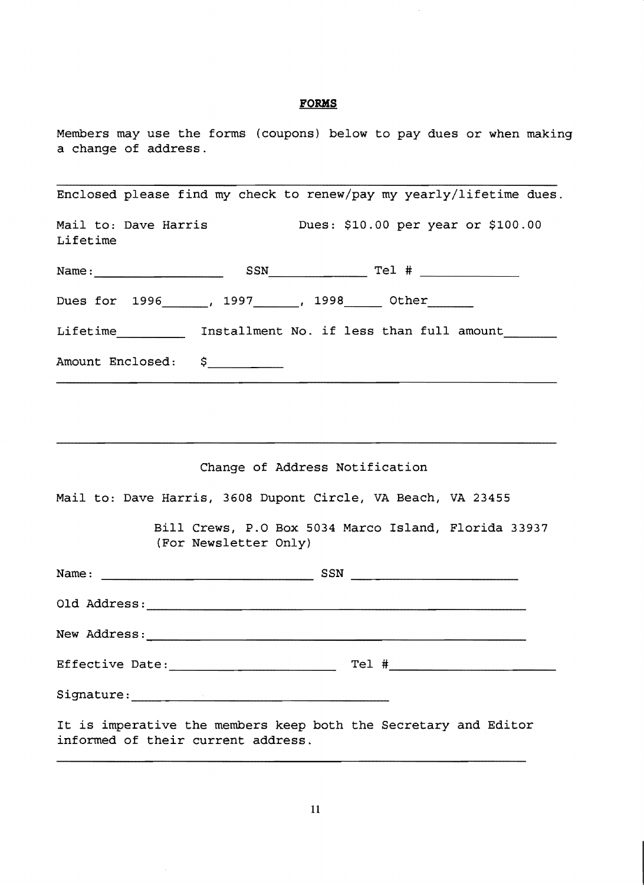## FORMS

Members may use the forms (coupons) below to pay dues or when making a change of address.

---

Enclosed please find my check to renew/pay my yearly/lifetime dues.

Mail to: Dave Harris Dues: $10.00 per year or $100.00 Lifetime

Name:\_\_\_\_\_\_\_\_\_\_\_\_\_\_\_\_ SSN\_\_\_\_\_\_\_\_\_\_\_\_ Tel # \_\_\_\_\_\_\_\_\_\_\_\_

Dues for 1996\_\_\_\_\_\_, 1997\_\_\_\_\_\_, 1998\_\_\_\_\_ Other\_\_\_\_\_\_

Lifetime\_\_\_\_\_\_\_\_\_ Installment No. if less than full amount\_\_\_\_\_\_\_

Amount Enclosed: $\_\_\_\_\_\_\_\_\_\_

---

Change of Address Notification

Mail to: Dave Harris, 3608 Dupont Circle, VA Beach, VA 23455

Bill Crews, P.O Box 5034 Marco Island, Florida 33937 (For Newsletter Only)

Name: \_\_\_\_\_\_\_\_\_\_\_\_\_\_\_\_\_\_\_\_\_\_\_\_\_\_\_\_ SSN \_\_\_\_\_\_\_\_\_\_\_\_\_\_\_\_\_\_\_\_\_\_

Old Address:\_\_\_\_\_\_\_\_\_\_\_\_\_\_\_\_\_\_\_\_\_\_\_\_\_\_\_\_\_\_\_\_\_\_\_\_\_\_\_\_\_\_\_\_

New Address:\_\_\_\_\_\_\_\_\_\_\_\_\_\_\_\_\_\_\_\_\_\_\_\_\_\_\_\_\_\_\_\_\_\_\_\_\_\_\_\_\_\_\_\_

Effective Date:\_\_\_\_\_\_\_\_\_\_\_\_\_\_\_\_\_\_\_\_\_ Tel #\_\_\_\_\_\_\_\_\_\_\_\_\_\_\_\_\_\_\_\_\_

Signature:\_\_\_\_\_\_\_\_\_\_\_\_\_\_\_\_\_\_\_\_\_\_\_\_\_\_\_\_\_\_\_\_\_\_\_

It is imperative the members keep both the Secretary and Editor informed of their current address.

---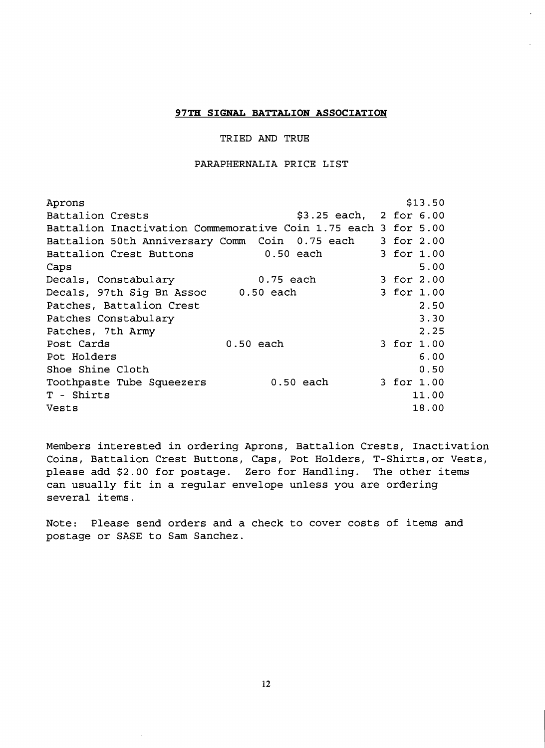**97TH SIGNAL BATTALION ASSOCIATION**

TRIED AND TRUE

PARAPHERNALIA PRICE LIST

| | | |
|---|---|---|
| Aprons | | $13.50 |
| Battalion Crests | $3.25 each, | 2 for 6.00 |
| Battalion Inactivation Commemorative Coin | 1.75 each | 3 for 5.00 |
| Battalion 50th Anniversary Comm Coin | 0.75 each | 3 for 2.00 |
| Battalion Crest Buttons | 0.50 each | 3 for 1.00 |
| Caps | | 5.00 |
| Decals, Constabulary | 0.75 each | 3 for 2.00 |
| Decals, 97th Sig Bn Assoc | 0.50 each | 3 for 1.00 |
| Patches, Battalion Crest | | 2.50 |
| Patches Constabulary | | 3.30 |
| Patches, 7th Army | | 2.25 |
| Post Cards | 0.50 each | 3 for 1.00 |
| Pot Holders | | 6.00 |
| Shoe Shine Cloth | | 0.50 |
| Toothpaste Tube Squeezers | 0.50 each | 3 for 1.00 |
| T - Shirts | | 11.00 |
| Vests | | 18.00 |

Members interested in ordering Aprons, Battalion Crests, Inactivation Coins, Battalion Crest Buttons, Caps, Pot Holders, T-Shirts,or Vests, please add $2.00 for postage. Zero for Handling. The other items can usually fit in a regular envelope unless you are ordering several items.

Note: Please send orders and a check to cover costs of items and postage or SASE to Sam Sanchez.